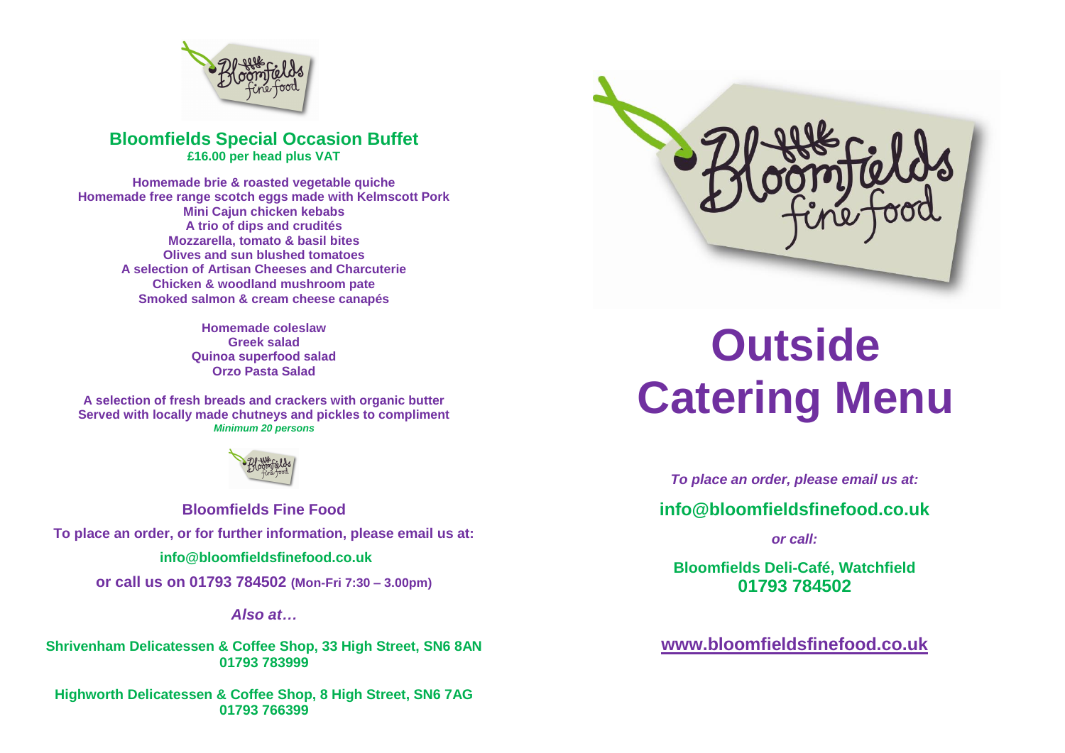## Bloomfields Special Occasion Buffet

**£16.00 per head plus VAT**

**Homemade brie & roasted vegetable quiche**
**Homemade free range scotch eggs made with Kelmscott Pork**
**Mini Cajun chicken kebabs**
**A trio of dips and crudités**
**Mozzarella, tomato & basil bites**
**Olives and sun blushed tomatoes**
**A selection of Artisan Cheeses and Charcuterie**
**Chicken & woodland mushroom pate**
**Smoked salmon & cream cheese canapés**

**Homemade coleslaw**
**Greek salad**
**Quinoa superfood salad**
**Orzo Pasta Salad**

**A selection of fresh breads and crackers with organic butter**
**Served with locally made chutneys and pickles to compliment**
***Minimum 20 persons***

**Bloomfields Fine Food**

**To place an order, or for further information, please email us at:**

**info@bloomfieldsfinefood.co.uk**

**or call us on 01793 784502 (Mon-Fri 7:30 – 3.00pm)**

***Also at…***

**Shrivenham Delicatessen & Coffee Shop, 33 High Street, SN6 8AN**
**01793 783999**

**Highworth Delicatessen & Coffee Shop, 8 High Street, SN6 7AG**
**01793 766399**

# Outside Catering Menu

***To place an order, please email us at:***

**info@bloomfieldsfinefood.co.uk**

***or call:***

**Bloomfields Deli-Café, Watchfield**
**01793 784502**

**www.bloomfieldsfinefood.co.uk**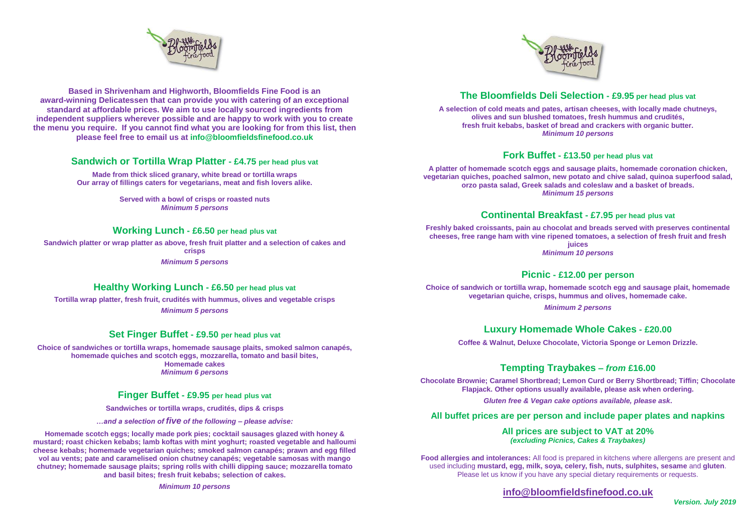Based in Shrivenham and Highworth, Bloomfields Fine Food is an award-winning Delicatessen that can provide you with catering of an exceptional standard at affordable prices. We aim to use locally sourced ingredients from independent suppliers wherever possible and are happy to work with you to create the menu you require. If you cannot find what you are looking for from this list, then please feel free to email us at info@bloomfieldsfinefood.co.uk

## Sandwich or Tortilla Wrap Platter - £4.75 per head plus vat

Made from thick sliced granary, white bread or tortilla wraps
Our array of fillings caters for vegetarians, meat and fish lovers alike.

Served with a bowl of crisps or roasted nuts
*Minimum 5 persons*

## Working Lunch - £6.50 per head plus vat

Sandwich platter or wrap platter as above, fresh fruit platter and a selection of cakes and crisps

*Minimum 5 persons*

## Healthy Working Lunch - £6.50 per head plus vat

Tortilla wrap platter, fresh fruit, crudités with hummus, olives and vegetable crisps

*Minimum 5 persons*

## Set Finger Buffet - £9.50 per head plus vat

Choice of sandwiches or tortilla wraps, homemade sausage plaits, smoked salmon canapés, homemade quiches and scotch eggs, mozzarella, tomato and basil bites,
Homemade cakes
*Minimum 6 persons*

## Finger Buffet - £9.95 per head plus vat

Sandwiches or tortilla wraps, crudités, dips & crisps

*…and a selection of five of the following – please advise:*

Homemade scotch eggs; locally made pork pies; cocktail sausages glazed with honey & mustard; roast chicken kebabs; lamb koftas with mint yoghurt; roasted vegetable and halloumi cheese kebabs; homemade vegetarian quiches; smoked salmon canapés; prawn and egg filled vol au vents; pate and caramelised onion chutney canapés; vegetable samosas with mango chutney; homemade sausage plaits; spring rolls with chilli dipping sauce; mozzarella tomato and basil bites; fresh fruit kebabs; selection of cakes.

*Minimum 10 persons*

## The Bloomfields Deli Selection - £9.95 per head plus vat

A selection of cold meats and pates, artisan cheeses, with locally made chutneys, olives and sun blushed tomatoes, fresh hummus and crudités, fresh fruit kebabs, basket of bread and crackers with organic butter.
*Minimum 10 persons*

## Fork Buffet - £13.50 per head plus vat

A platter of homemade scotch eggs and sausage plaits, homemade coronation chicken, vegetarian quiches, poached salmon, new potato and chive salad, quinoa superfood salad, orzo pasta salad, Greek salads and coleslaw and a basket of breads.
*Minimum 15 persons*

## Continental Breakfast - £7.95 per head plus vat

Freshly baked croissants, pain au chocolat and breads served with preserves continental cheeses, free range ham with vine ripened tomatoes, a selection of fresh fruit and fresh juices
*Minimum 10 persons*

## Picnic - £12.00 per person

Choice of sandwich or tortilla wrap, homemade scotch egg and sausage plait, homemade vegetarian quiche, crisps, hummus and olives, homemade cake.

*Minimum 2 persons*

## Luxury Homemade Whole Cakes - £20.00

Coffee & Walnut, Deluxe Chocolate, Victoria Sponge or Lemon Drizzle.

## Tempting Traybakes – *from* £16.00

Chocolate Brownie; Caramel Shortbread; Lemon Curd or Berry Shortbread; Tiffin; Chocolate Flapjack. Other options usually available, please ask when ordering.

*Gluten free & Vegan cake options available, please ask.*

**All buffet prices are per person and include paper plates and napkins**

**All prices are subject to VAT at 20%**
*(excluding Picnics, Cakes & Traybakes)*

**Food allergies and intolerances:** All food is prepared in kitchens where allergens are present and used including **mustard, egg, milk, soya, celery, fish, nuts, sulphites, sesame** and **gluten**. Please let us know if you have any special dietary requirements or requests.

**info@bloomfieldsfinefood.co.uk**

*Version. July 2019*